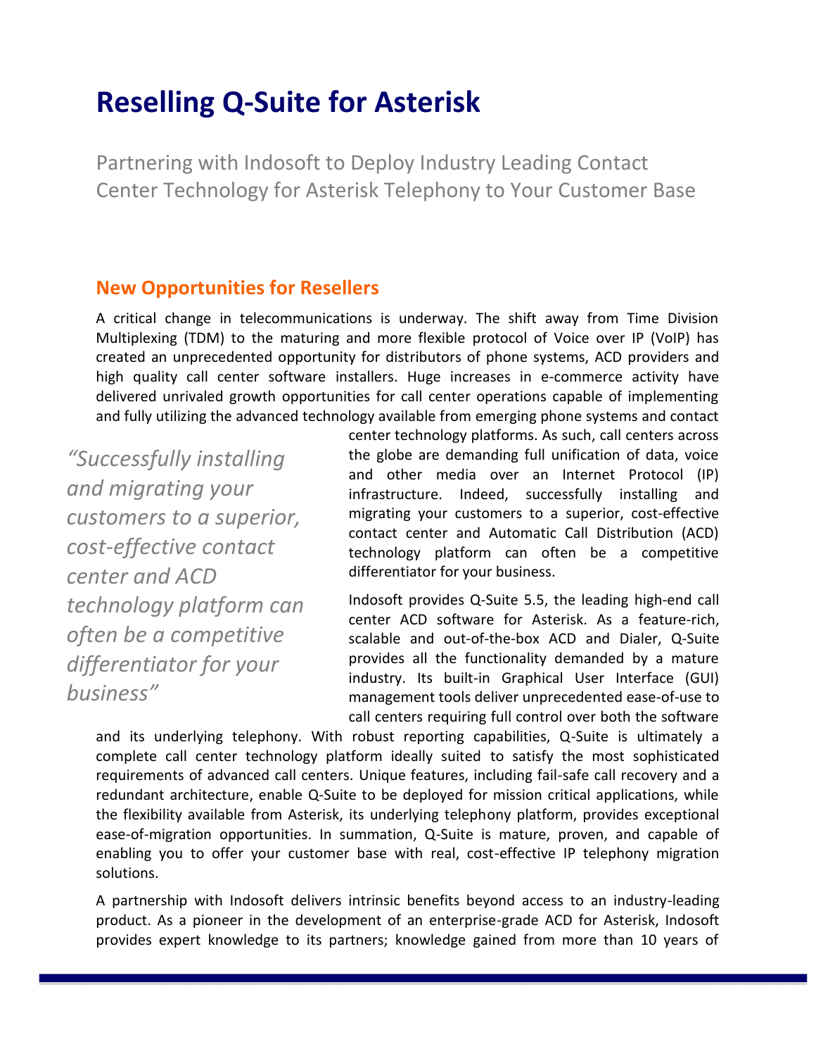# Reselling Q-Suite for Asterisk

Partnering with Indosoft to Deploy Industry Leading Contact Center Technology for Asterisk Telephony to Your Customer Base

## New Opportunities for Resellers

A critical change in telecommunications is underway. The shift away from Time Division Multiplexing (TDM) to the maturing and more flexible protocol of Voice over IP (VoIP) has created an unprecedented opportunity for distributors of phone systems, ACD providers and high quality call center software installers. Huge increases in e-commerce activity have delivered unrivaled growth opportunities for call center operations capable of implementing and fully utilizing the advanced technology available from emerging phone systems and contact center technology platforms. As such, call centers across the globe are demanding full unification of data, voice and other media over an Internet Protocol (IP) infrastructure. Indeed, successfully installing and migrating your customers to a superior, cost-effective contact center and Automatic Call Distribution (ACD) technology platform can often be a competitive differentiator for your business.

> *"Successfully installing and migrating your customers to a superior, cost-effective contact center and ACD technology platform can often be a competitive differentiator for your business"*

Indosoft provides Q-Suite 5.5, the leading high-end call center ACD software for Asterisk. As a feature-rich, scalable and out-of-the-box ACD and Dialer, Q-Suite provides all the functionality demanded by a mature industry. Its built-in Graphical User Interface (GUI) management tools deliver unprecedented ease-of-use to call centers requiring full control over both the software and its underlying telephony. With robust reporting capabilities, Q-Suite is ultimately a complete call center technology platform ideally suited to satisfy the most sophisticated requirements of advanced call centers. Unique features, including fail-safe call recovery and a redundant architecture, enable Q-Suite to be deployed for mission critical applications, while the flexibility available from Asterisk, its underlying telephony platform, provides exceptional ease-of-migration opportunities. In summation, Q-Suite is mature, proven, and capable of enabling you to offer your customer base with real, cost-effective IP telephony migration solutions.

A partnership with Indosoft delivers intrinsic benefits beyond access to an industry-leading product. As a pioneer in the development of an enterprise-grade ACD for Asterisk, Indosoft provides expert knowledge to its partners; knowledge gained from more than 10 years of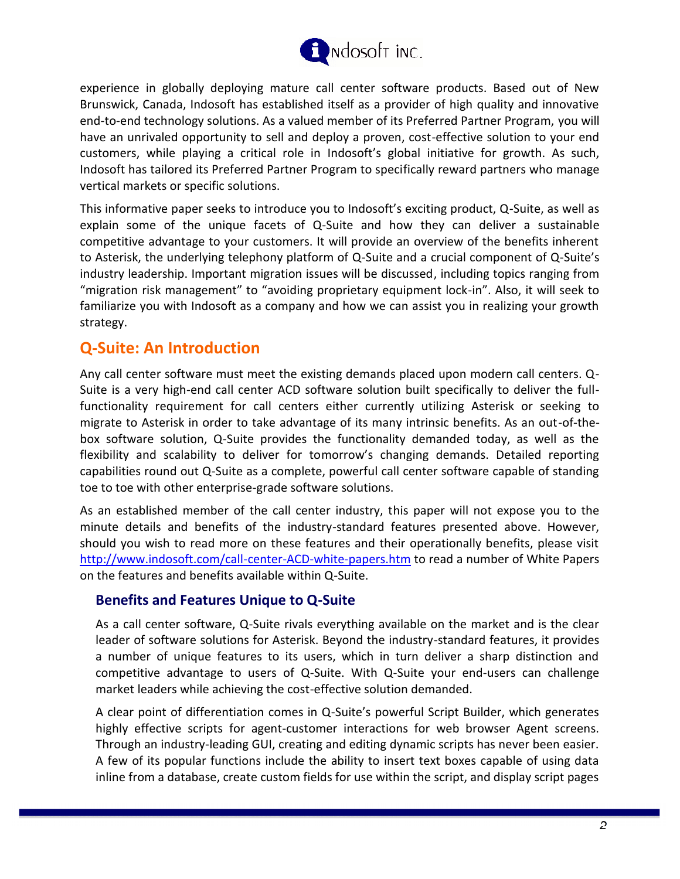experience in globally deploying mature call center software products. Based out of New Brunswick, Canada, Indosoft has established itself as a provider of high quality and innovative end-to-end technology solutions. As a valued member of its Preferred Partner Program, you will have an unrivaled opportunity to sell and deploy a proven, cost-effective solution to your end customers, while playing a critical role in Indosoft's global initiative for growth. As such, Indosoft has tailored its Preferred Partner Program to specifically reward partners who manage vertical markets or specific solutions.

This informative paper seeks to introduce you to Indosoft's exciting product, Q-Suite, as well as explain some of the unique facets of Q-Suite and how they can deliver a sustainable competitive advantage to your customers. It will provide an overview of the benefits inherent to Asterisk, the underlying telephony platform of Q-Suite and a crucial component of Q-Suite's industry leadership. Important migration issues will be discussed, including topics ranging from "migration risk management" to "avoiding proprietary equipment lock-in". Also, it will seek to familiarize you with Indosoft as a company and how we can assist you in realizing your growth strategy.

## Q-Suite: An Introduction

Any call center software must meet the existing demands placed upon modern call centers. Q-Suite is a very high-end call center ACD software solution built specifically to deliver the full-functionality requirement for call centers either currently utilizing Asterisk or seeking to migrate to Asterisk in order to take advantage of its many intrinsic benefits. As an out-of-the-box software solution, Q-Suite provides the functionality demanded today, as well as the flexibility and scalability to deliver for tomorrow's changing demands. Detailed reporting capabilities round out Q-Suite as a complete, powerful call center software capable of standing toe to toe with other enterprise-grade software solutions.

As an established member of the call center industry, this paper will not expose you to the minute details and benefits of the industry-standard features presented above. However, should you wish to read more on these features and their operationally benefits, please visit http://www.indosoft.com/call-center-ACD-white-papers.htm to read a number of White Papers on the features and benefits available within Q-Suite.

### Benefits and Features Unique to Q-Suite

As a call center software, Q-Suite rivals everything available on the market and is the clear leader of software solutions for Asterisk. Beyond the industry-standard features, it provides a number of unique features to its users, which in turn deliver a sharp distinction and competitive advantage to users of Q-Suite. With Q-Suite your end-users can challenge market leaders while achieving the cost-effective solution demanded.

A clear point of differentiation comes in Q-Suite's powerful Script Builder, which generates highly effective scripts for agent-customer interactions for web browser Agent screens. Through an industry-leading GUI, creating and editing dynamic scripts has never been easier. A few of its popular functions include the ability to insert text boxes capable of using data inline from a database, create custom fields for use within the script, and display script pages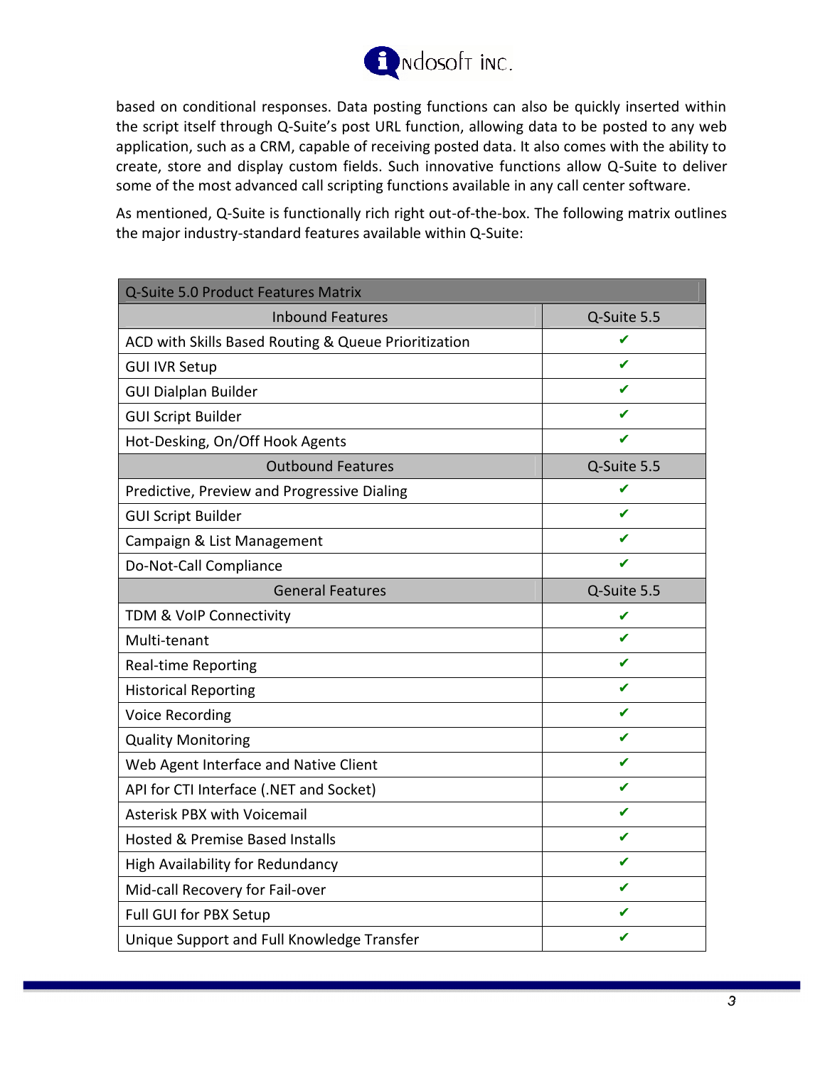based on conditional responses. Data posting functions can also be quickly inserted within the script itself through Q-Suite's post URL function, allowing data to be posted to any web application, such as a CRM, capable of receiving posted data. It also comes with the ability to create, store and display custom fields. Such innovative functions allow Q-Suite to deliver some of the most advanced call scripting functions available in any call center software.

As mentioned, Q-Suite is functionally rich right out-of-the-box. The following matrix outlines the major industry-standard features available within Q-Suite:

| Q-Suite 5.0 Product Features Matrix | |
|---|---|
| Inbound Features | Q-Suite 5.5 |
| ACD with Skills Based Routing & Queue Prioritization | ✔ |
| GUI IVR Setup | ✔ |
| GUI Dialplan Builder | ✔ |
| GUI Script Builder | ✔ |
| Hot-Desking, On/Off Hook Agents | ✔ |
| Outbound Features | Q-Suite 5.5 |
| Predictive, Preview and Progressive Dialing | ✔ |
| GUI Script Builder | ✔ |
| Campaign & List Management | ✔ |
| Do-Not-Call Compliance | ✔ |
| General Features | Q-Suite 5.5 |
| TDM & VoIP Connectivity | ✔ |
| Multi-tenant | ✔ |
| Real-time Reporting | ✔ |
| Historical Reporting | ✔ |
| Voice Recording | ✔ |
| Quality Monitoring | ✔ |
| Web Agent Interface and Native Client | ✔ |
| API for CTI Interface (.NET and Socket) | ✔ |
| Asterisk PBX with Voicemail | ✔ |
| Hosted & Premise Based Installs | ✔ |
| High Availability for Redundancy | ✔ |
| Mid-call Recovery for Fail-over | ✔ |
| Full GUI for PBX Setup | ✔ |
| Unique Support and Full Knowledge Transfer | ✔ |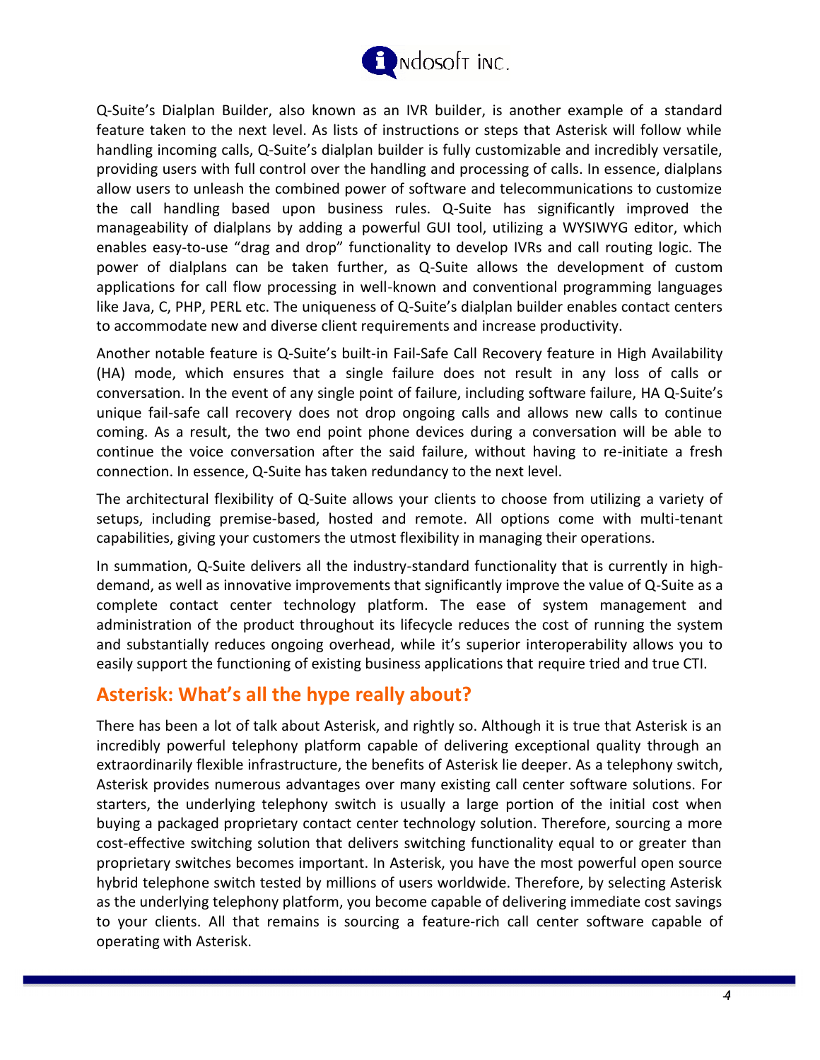Q-Suite's Dialplan Builder, also known as an IVR builder, is another example of a standard feature taken to the next level. As lists of instructions or steps that Asterisk will follow while handling incoming calls, Q-Suite's dialplan builder is fully customizable and incredibly versatile, providing users with full control over the handling and processing of calls. In essence, dialplans allow users to unleash the combined power of software and telecommunications to customize the call handling based upon business rules. Q-Suite has significantly improved the manageability of dialplans by adding a powerful GUI tool, utilizing a WYSIWYG editor, which enables easy-to-use "drag and drop" functionality to develop IVRs and call routing logic. The power of dialplans can be taken further, as Q-Suite allows the development of custom applications for call flow processing in well-known and conventional programming languages like Java, C, PHP, PERL etc. The uniqueness of Q-Suite's dialplan builder enables contact centers to accommodate new and diverse client requirements and increase productivity.

Another notable feature is Q-Suite's built-in Fail-Safe Call Recovery feature in High Availability (HA) mode, which ensures that a single failure does not result in any loss of calls or conversation. In the event of any single point of failure, including software failure, HA Q-Suite's unique fail-safe call recovery does not drop ongoing calls and allows new calls to continue coming. As a result, the two end point phone devices during a conversation will be able to continue the voice conversation after the said failure, without having to re-initiate a fresh connection. In essence, Q-Suite has taken redundancy to the next level.

The architectural flexibility of Q-Suite allows your clients to choose from utilizing a variety of setups, including premise-based, hosted and remote. All options come with multi-tenant capabilities, giving your customers the utmost flexibility in managing their operations.

In summation, Q-Suite delivers all the industry-standard functionality that is currently in high-demand, as well as innovative improvements that significantly improve the value of Q-Suite as a complete contact center technology platform. The ease of system management and administration of the product throughout its lifecycle reduces the cost of running the system and substantially reduces ongoing overhead, while it's superior interoperability allows you to easily support the functioning of existing business applications that require tried and true CTI.

## Asterisk: What's all the hype really about?

There has been a lot of talk about Asterisk, and rightly so. Although it is true that Asterisk is an incredibly powerful telephony platform capable of delivering exceptional quality through an extraordinarily flexible infrastructure, the benefits of Asterisk lie deeper. As a telephony switch, Asterisk provides numerous advantages over many existing call center software solutions. For starters, the underlying telephony switch is usually a large portion of the initial cost when buying a packaged proprietary contact center technology solution. Therefore, sourcing a more cost-effective switching solution that delivers switching functionality equal to or greater than proprietary switches becomes important. In Asterisk, you have the most powerful open source hybrid telephone switch tested by millions of users worldwide. Therefore, by selecting Asterisk as the underlying telephony platform, you become capable of delivering immediate cost savings to your clients. All that remains is sourcing a feature-rich call center software capable of operating with Asterisk.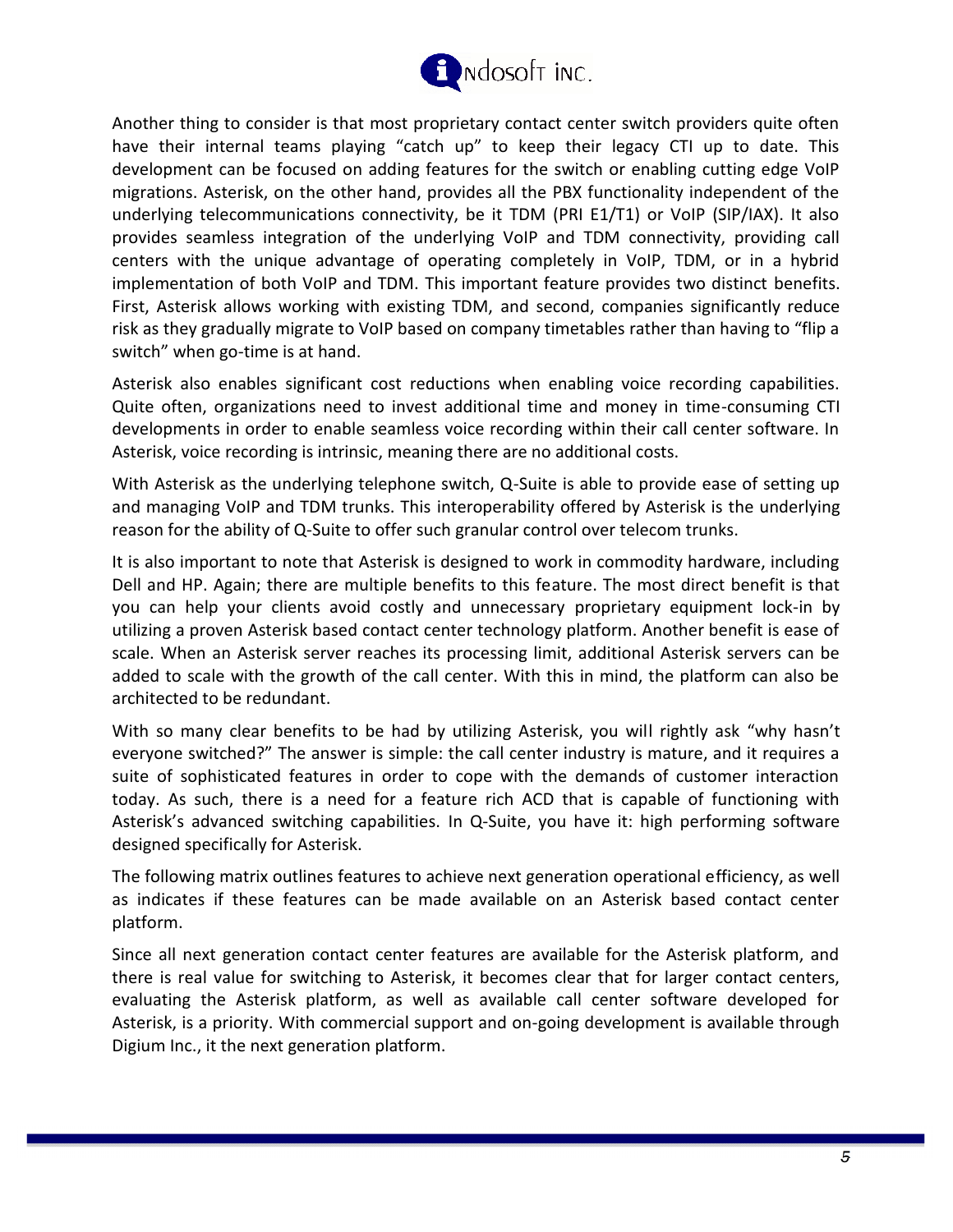Another thing to consider is that most proprietary contact center switch providers quite often have their internal teams playing “catch up” to keep their legacy CTI up to date. This development can be focused on adding features for the switch or enabling cutting edge VoIP migrations. Asterisk, on the other hand, provides all the PBX functionality independent of the underlying telecommunications connectivity, be it TDM (PRI E1/T1) or VoIP (SIP/IAX). It also provides seamless integration of the underlying VoIP and TDM connectivity, providing call centers with the unique advantage of operating completely in VoIP, TDM, or in a hybrid implementation of both VoIP and TDM. This important feature provides two distinct benefits. First, Asterisk allows working with existing TDM, and second, companies significantly reduce risk as they gradually migrate to VoIP based on company timetables rather than having to “flip a switch” when go-time is at hand.

Asterisk also enables significant cost reductions when enabling voice recording capabilities. Quite often, organizations need to invest additional time and money in time-consuming CTI developments in order to enable seamless voice recording within their call center software. In Asterisk, voice recording is intrinsic, meaning there are no additional costs.

With Asterisk as the underlying telephone switch, Q-Suite is able to provide ease of setting up and managing VoIP and TDM trunks. This interoperability offered by Asterisk is the underlying reason for the ability of Q-Suite to offer such granular control over telecom trunks.

It is also important to note that Asterisk is designed to work in commodity hardware, including Dell and HP. Again; there are multiple benefits to this feature. The most direct benefit is that you can help your clients avoid costly and unnecessary proprietary equipment lock-in by utilizing a proven Asterisk based contact center technology platform. Another benefit is ease of scale. When an Asterisk server reaches its processing limit, additional Asterisk servers can be added to scale with the growth of the call center. With this in mind, the platform can also be architected to be redundant.

With so many clear benefits to be had by utilizing Asterisk, you will rightly ask “why hasn’t everyone switched?” The answer is simple: the call center industry is mature, and it requires a suite of sophisticated features in order to cope with the demands of customer interaction today. As such, there is a need for a feature rich ACD that is capable of functioning with Asterisk’s advanced switching capabilities. In Q-Suite, you have it: high performing software designed specifically for Asterisk.

The following matrix outlines features to achieve next generation operational efficiency, as well as indicates if these features can be made available on an Asterisk based contact center platform.

Since all next generation contact center features are available for the Asterisk platform, and there is real value for switching to Asterisk, it becomes clear that for larger contact centers, evaluating the Asterisk platform, as well as available call center software developed for Asterisk, is a priority. With commercial support and on-going development is available through Digium Inc., it the next generation platform.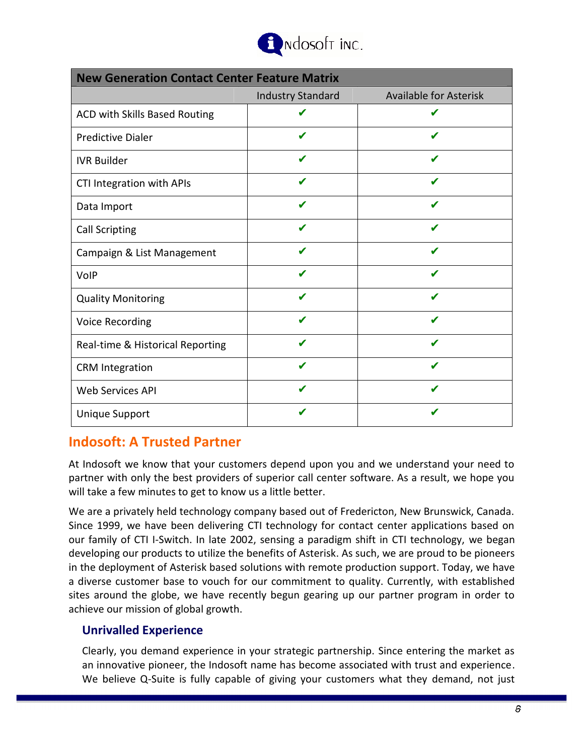| New Generation Contact Center Feature Matrix | | |
|---|---|---|
| | Industry Standard | Available for Asterisk |
| ACD with Skills Based Routing | ✔ | ✔ |
| Predictive Dialer | ✔ | ✔ |
| IVR Builder | ✔ | ✔ |
| CTI Integration with APIs | ✔ | ✔ |
| Data Import | ✔ | ✔ |
| Call Scripting | ✔ | ✔ |
| Campaign & List Management | ✔ | ✔ |
| VoIP | ✔ | ✔ |
| Quality Monitoring | ✔ | ✔ |
| Voice Recording | ✔ | ✔ |
| Real-time & Historical Reporting | ✔ | ✔ |
| CRM Integration | ✔ | ✔ |
| Web Services API | ✔ | ✔ |
| Unique Support | ✔ | ✔ |

## Indosoft: A Trusted Partner

At Indosoft we know that your customers depend upon you and we understand your need to partner with only the best providers of superior call center software. As a result, we hope you will take a few minutes to get to know us a little better.

We are a privately held technology company based out of Fredericton, New Brunswick, Canada. Since 1999, we have been delivering CTI technology for contact center applications based on our family of CTI I-Switch. In late 2002, sensing a paradigm shift in CTI technology, we began developing our products to utilize the benefits of Asterisk. As such, we are proud to be pioneers in the deployment of Asterisk based solutions with remote production support. Today, we have a diverse customer base to vouch for our commitment to quality. Currently, with established sites around the globe, we have recently begun gearing up our partner program in order to achieve our mission of global growth.

### Unrivalled Experience

Clearly, you demand experience in your strategic partnership. Since entering the market as an innovative pioneer, the Indosoft name has become associated with trust and experience. We believe Q-Suite is fully capable of giving your customers what they demand, not just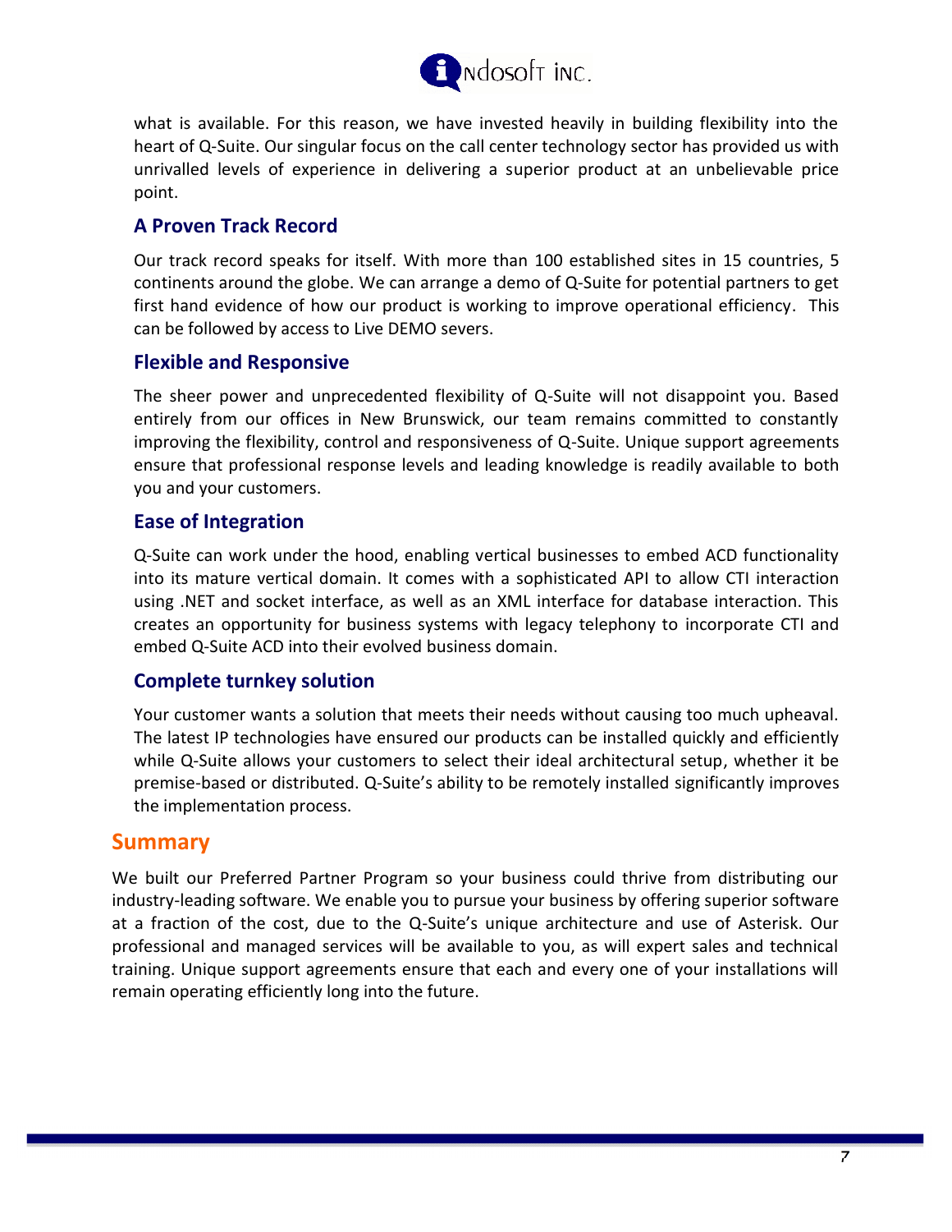what is available. For this reason, we have invested heavily in building flexibility into the heart of Q-Suite. Our singular focus on the call center technology sector has provided us with unrivalled levels of experience in delivering a superior product at an unbelievable price point.

### A Proven Track Record

Our track record speaks for itself. With more than 100 established sites in 15 countries, 5 continents around the globe. We can arrange a demo of Q-Suite for potential partners to get first hand evidence of how our product is working to improve operational efficiency. This can be followed by access to Live DEMO severs.

### Flexible and Responsive

The sheer power and unprecedented flexibility of Q-Suite will not disappoint you. Based entirely from our offices in New Brunswick, our team remains committed to constantly improving the flexibility, control and responsiveness of Q-Suite. Unique support agreements ensure that professional response levels and leading knowledge is readily available to both you and your customers.

### Ease of Integration

Q-Suite can work under the hood, enabling vertical businesses to embed ACD functionality into its mature vertical domain. It comes with a sophisticated API to allow CTI interaction using .NET and socket interface, as well as an XML interface for database interaction. This creates an opportunity for business systems with legacy telephony to incorporate CTI and embed Q-Suite ACD into their evolved business domain.

### Complete turnkey solution

Your customer wants a solution that meets their needs without causing too much upheaval. The latest IP technologies have ensured our products can be installed quickly and efficiently while Q-Suite allows your customers to select their ideal architectural setup, whether it be premise-based or distributed. Q-Suite's ability to be remotely installed significantly improves the implementation process.

## Summary

We built our Preferred Partner Program so your business could thrive from distributing our industry-leading software. We enable you to pursue your business by offering superior software at a fraction of the cost, due to the Q-Suite's unique architecture and use of Asterisk. Our professional and managed services will be available to you, as will expert sales and technical training. Unique support agreements ensure that each and every one of your installations will remain operating efficiently long into the future.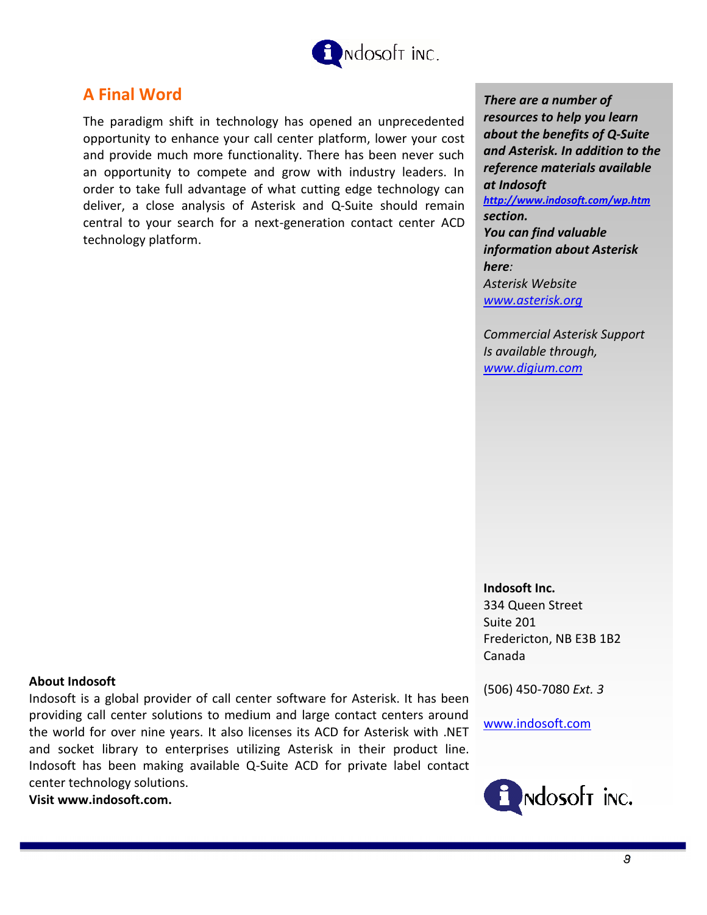## A Final Word

The paradigm shift in technology has opened an unprecedented opportunity to enhance your call center platform, lower your cost and provide much more functionality. There has been never such an opportunity to compete and grow with industry leaders. In order to take full advantage of what cutting edge technology can deliver, a close analysis of Asterisk and Q-Suite should remain central to your search for a next-generation contact center ACD technology platform.

***There are a number of resources to help you learn about the benefits of Q-Suite and Asterisk. In addition to the reference materials available at Indosoft http://www.indosoft.com/wp.htm section.***

***You can find valuable information about Asterisk here:***

*Asterisk Website*
*www.asterisk.org*

*Commercial Asterisk Support*
*Is available through,*
*www.digium.com*

**Indosoft Inc.**
334 Queen Street
Suite 201
Fredericton, NB E3B 1B2
Canada

(506) 450-7080 *Ext. 3*

www.indosoft.com

**About Indosoft**

Indosoft is a global provider of call center software for Asterisk. It has been providing call center solutions to medium and large contact centers around the world for over nine years. It also licenses its ACD for Asterisk with .NET and socket library to enterprises utilizing Asterisk in their product line. Indosoft has been making available Q-Suite ACD for private label contact center technology solutions.

**Visit www.indosoft.com.**